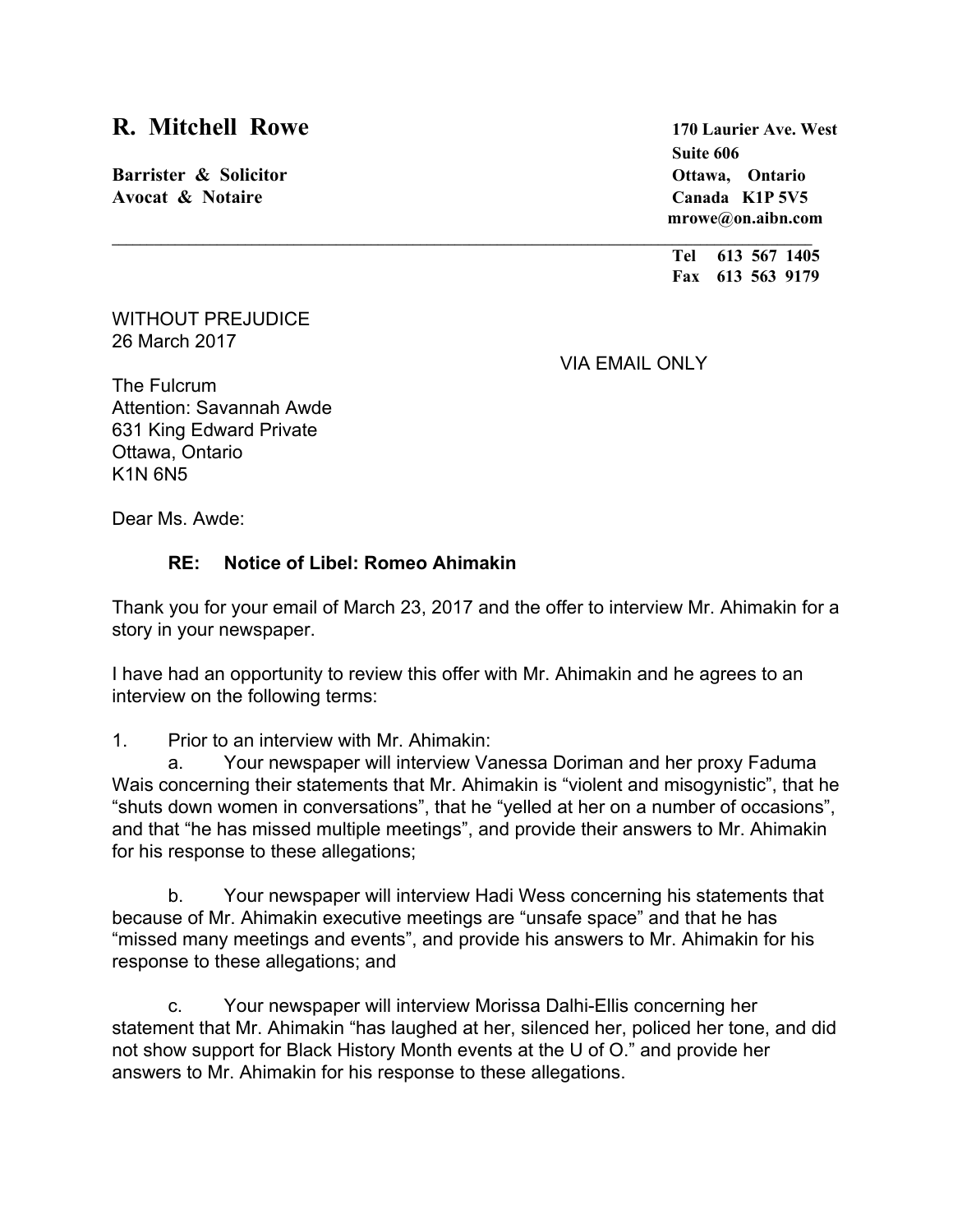**R. Mitchell Rowe**

**Barrister & Solicitor**
**Avocat & Notaire**

**170 Laurier Ave. West**
**Suite 606**
**Ottawa, Ontario**
**Canada K1P 5V5**
**mrowe@on.aibn.com**

---

**Tel 613 567 1405**
**Fax 613 563 9179**

WITHOUT PREJUDICE
26 March 2017

VIA EMAIL ONLY

The Fulcrum
Attention: Savannah Awde
631 King Edward Private
Ottawa, Ontario
K1N 6N5

Dear Ms. Awde:

**RE: Notice of Libel: Romeo Ahimakin**

Thank you for your email of March 23, 2017 and the offer to interview Mr. Ahimakin for a story in your newspaper.

I have had an opportunity to review this offer with Mr. Ahimakin and he agrees to an interview on the following terms:

1. Prior to an interview with Mr. Ahimakin:

   a. Your newspaper will interview Vanessa Doriman and her proxy Faduma Wais concerning their statements that Mr. Ahimakin is "violent and misogynistic", that he "shuts down women in conversations", that he "yelled at her on a number of occasions", and that "he has missed multiple meetings", and provide their answers to Mr. Ahimakin for his response to these allegations;

   b. Your newspaper will interview Hadi Wess concerning his statements that because of Mr. Ahimakin executive meetings are "unsafe space" and that he has "missed many meetings and events", and provide his answers to Mr. Ahimakin for his response to these allegations; and

   c. Your newspaper will interview Morissa Dalhi-Ellis concerning her statement that Mr. Ahimakin "has laughed at her, silenced her, policed her tone, and did not show support for Black History Month events at the U of O." and provide her answers to Mr. Ahimakin for his response to these allegations.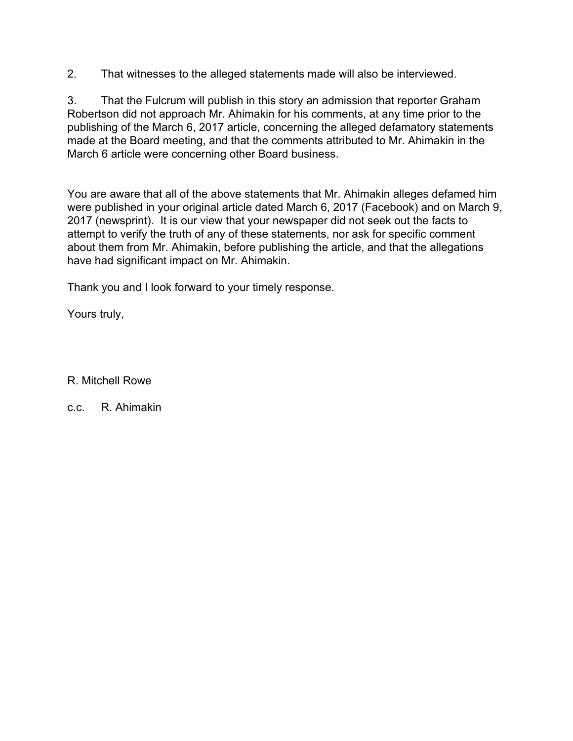2. That witnesses to the alleged statements made will also be interviewed.

3. That the Fulcrum will publish in this story an admission that reporter Graham Robertson did not approach Mr. Ahimakin for his comments, at any time prior to the publishing of the March 6, 2017 article, concerning the alleged defamatory statements made at the Board meeting, and that the comments attributed to Mr. Ahimakin in the March 6 article were concerning other Board business.

You are aware that all of the above statements that Mr. Ahimakin alleges defamed him were published in your original article dated March 6, 2017 (Facebook) and on March 9, 2017 (newsprint). It is our view that your newspaper did not seek out the facts to attempt to verify the truth of any of these statements, nor ask for specific comment about them from Mr. Ahimakin, before publishing the article, and that the allegations have had significant impact on Mr. Ahimakin.

Thank you and I look forward to your timely response.

Yours truly,

R. Mitchell Rowe

c.c. R. Ahimakin